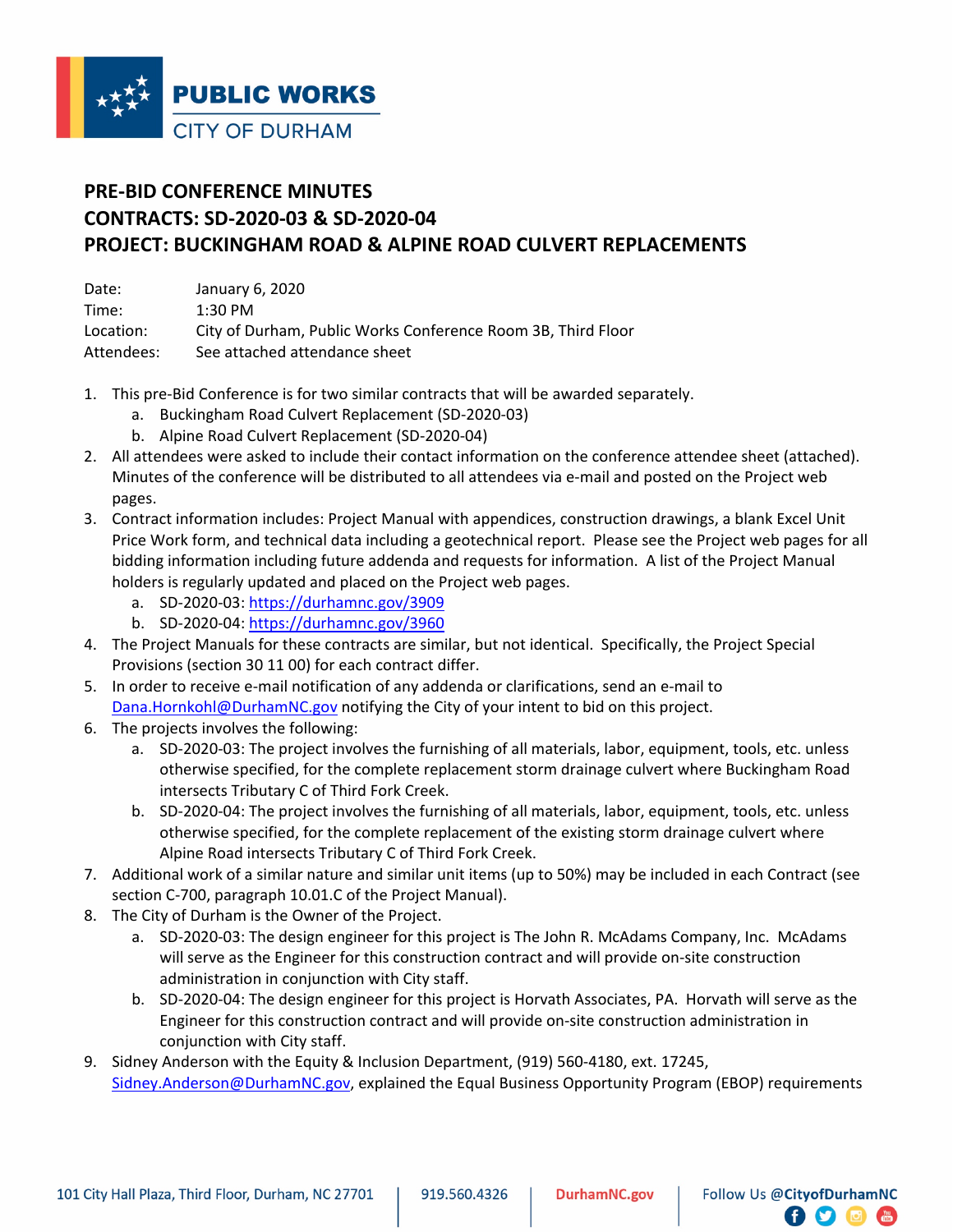# PRE-BID CONFERENCE MINUTES
# CONTRACTS: SD-2020-03 & SD-2020-04
# PROJECT: BUCKINGHAM ROAD & ALPINE ROAD CULVERT REPLACEMENTS

Date: January 6, 2020
Time: 1:30 PM
Location: City of Durham, Public Works Conference Room 3B, Third Floor
Attendees: See attached attendance sheet

1. This pre-Bid Conference is for two similar contracts that will be awarded separately.
    a. Buckingham Road Culvert Replacement (SD-2020-03)
    b. Alpine Road Culvert Replacement (SD-2020-04)
2. All attendees were asked to include their contact information on the conference attendee sheet (attached). Minutes of the conference will be distributed to all attendees via e-mail and posted on the Project web pages.
3. Contract information includes: Project Manual with appendices, construction drawings, a blank Excel Unit Price Work form, and technical data including a geotechnical report. Please see the Project web pages for all bidding information including future addenda and requests for information. A list of the Project Manual holders is regularly updated and placed on the Project web pages.
    a. SD-2020-03: https://durhamnc.gov/3909
    b. SD-2020-04: https://durhamnc.gov/3960
4. The Project Manuals for these contracts are similar, but not identical. Specifically, the Project Special Provisions (section 30 11 00) for each contract differ.
5. In order to receive e-mail notification of any addenda or clarifications, send an e-mail to Dana.Hornkohl@DurhamNC.gov notifying the City of your intent to bid on this project.
6. The projects involves the following:
    a. SD-2020-03: The project involves the furnishing of all materials, labor, equipment, tools, etc. unless otherwise specified, for the complete replacement storm drainage culvert where Buckingham Road intersects Tributary C of Third Fork Creek.
    b. SD-2020-04: The project involves the furnishing of all materials, labor, equipment, tools, etc. unless otherwise specified, for the complete replacement of the existing storm drainage culvert where Alpine Road intersects Tributary C of Third Fork Creek.
7. Additional work of a similar nature and similar unit items (up to 50%) may be included in each Contract (see section C-700, paragraph 10.01.C of the Project Manual).
8. The City of Durham is the Owner of the Project.
    a. SD-2020-03: The design engineer for this project is The John R. McAdams Company, Inc. McAdams will serve as the Engineer for this construction contract and will provide on-site construction administration in conjunction with City staff.
    b. SD-2020-04: The design engineer for this project is Horvath Associates, PA. Horvath will serve as the Engineer for this construction contract and will provide on-site construction administration in conjunction with City staff.
9. Sidney Anderson with the Equity & Inclusion Department, (919) 560-4180, ext. 17245, Sidney.Anderson@DurhamNC.gov, explained the Equal Business Opportunity Program (EBOP) requirements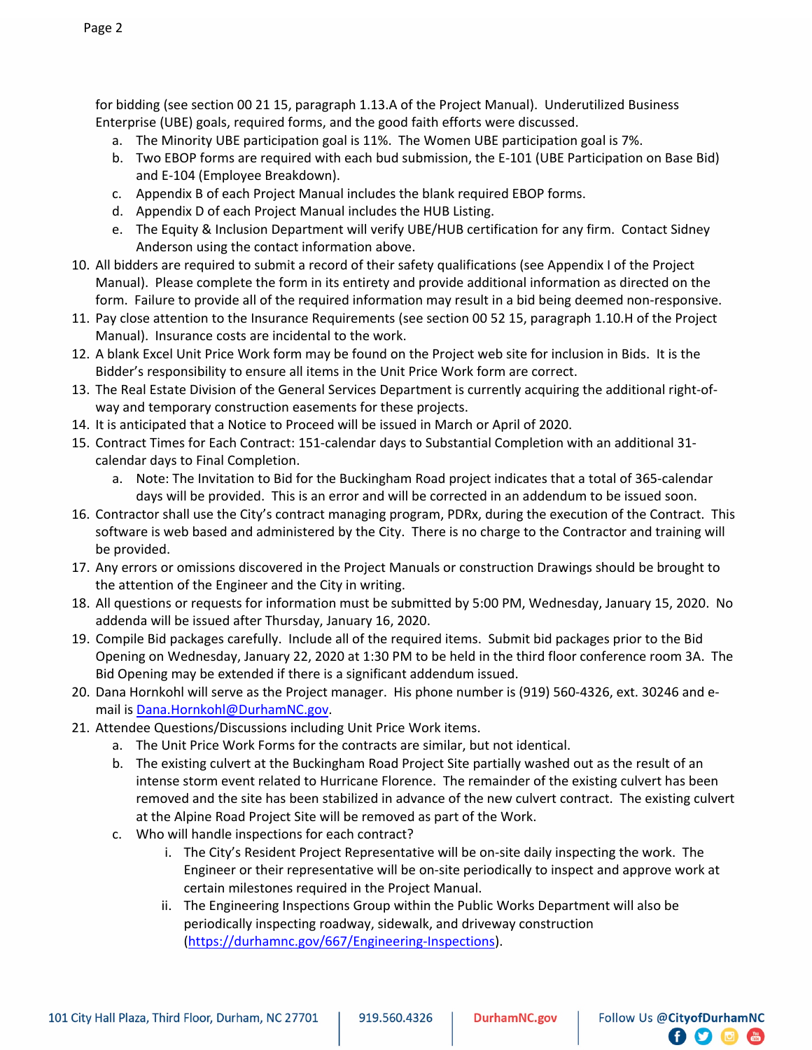for bidding (see section 00 21 15, paragraph 1.13.A of the Project Manual). Underutilized Business Enterprise (UBE) goals, required forms, and the good faith efforts were discussed.

   a. The Minority UBE participation goal is 11%. The Women UBE participation goal is 7%.
   b. Two EBOP forms are required with each bud submission, the E-101 (UBE Participation on Base Bid) and E-104 (Employee Breakdown).
   c. Appendix B of each Project Manual includes the blank required EBOP forms.
   d. Appendix D of each Project Manual includes the HUB Listing.
   e. The Equity & Inclusion Department will verify UBE/HUB certification for any firm. Contact Sidney Anderson using the contact information above.

10. All bidders are required to submit a record of their safety qualifications (see Appendix I of the Project Manual). Please complete the form in its entirety and provide additional information as directed on the form. Failure to provide all of the required information may result in a bid being deemed non-responsive.
11. Pay close attention to the Insurance Requirements (see section 00 52 15, paragraph 1.10.H of the Project Manual). Insurance costs are incidental to the work.
12. A blank Excel Unit Price Work form may be found on the Project web site for inclusion in Bids. It is the Bidder's responsibility to ensure all items in the Unit Price Work form are correct.
13. The Real Estate Division of the General Services Department is currently acquiring the additional right-of-way and temporary construction easements for these projects.
14. It is anticipated that a Notice to Proceed will be issued in March or April of 2020.
15. Contract Times for Each Contract: 151-calendar days to Substantial Completion with an additional 31-calendar days to Final Completion.
    a. Note: The Invitation to Bid for the Buckingham Road project indicates that a total of 365-calendar days will be provided. This is an error and will be corrected in an addendum to be issued soon.
16. Contractor shall use the City's contract managing program, PDRx, during the execution of the Contract. This software is web based and administered by the City. There is no charge to the Contractor and training will be provided.
17. Any errors or omissions discovered in the Project Manuals or construction Drawings should be brought to the attention of the Engineer and the City in writing.
18. All questions or requests for information must be submitted by 5:00 PM, Wednesday, January 15, 2020. No addenda will be issued after Thursday, January 16, 2020.
19. Compile Bid packages carefully. Include all of the required items. Submit bid packages prior to the Bid Opening on Wednesday, January 22, 2020 at 1:30 PM to be held in the third floor conference room 3A. The Bid Opening may be extended if there is a significant addendum issued.
20. Dana Hornkohl will serve as the Project manager. His phone number is (919) 560-4326, ext. 30246 and e-mail is Dana.Hornkohl@DurhamNC.gov.
21. Attendee Questions/Discussions including Unit Price Work items.
    a. The Unit Price Work Forms for the contracts are similar, but not identical.
    b. The existing culvert at the Buckingham Road Project Site partially washed out as the result of an intense storm event related to Hurricane Florence. The remainder of the existing culvert has been removed and the site has been stabilized in advance of the new culvert contract. The existing culvert at the Alpine Road Project Site will be removed as part of the Work.
    c. Who will handle inspections for each contract?
       i. The City's Resident Project Representative will be on-site daily inspecting the work. The Engineer or their representative will be on-site periodically to inspect and approve work at certain milestones required in the Project Manual.
       ii. The Engineering Inspections Group within the Public Works Department will also be periodically inspecting roadway, sidewalk, and driveway construction (https://durhamnc.gov/667/Engineering-Inspections).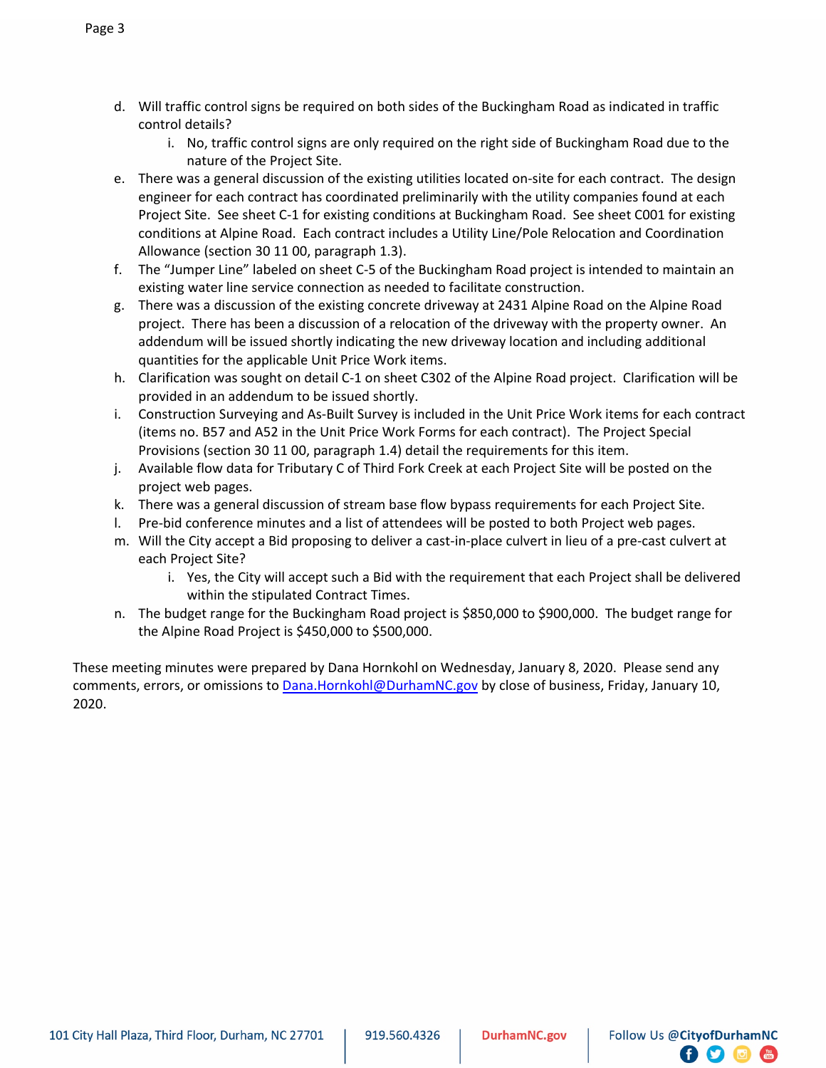d. Will traffic control signs be required on both sides of the Buckingham Road as indicated in traffic control details?
    i. No, traffic control signs are only required on the right side of Buckingham Road due to the nature of the Project Site.

e. There was a general discussion of the existing utilities located on-site for each contract. The design engineer for each contract has coordinated preliminarily with the utility companies found at each Project Site. See sheet C-1 for existing conditions at Buckingham Road. See sheet C001 for existing conditions at Alpine Road. Each contract includes a Utility Line/Pole Relocation and Coordination Allowance (section 30 11 00, paragraph 1.3).

f. The "Jumper Line" labeled on sheet C-5 of the Buckingham Road project is intended to maintain an existing water line service connection as needed to facilitate construction.

g. There was a discussion of the existing concrete driveway at 2431 Alpine Road on the Alpine Road project. There has been a discussion of a relocation of the driveway with the property owner. An addendum will be issued shortly indicating the new driveway location and including additional quantities for the applicable Unit Price Work items.

h. Clarification was sought on detail C-1 on sheet C302 of the Alpine Road project. Clarification will be provided in an addendum to be issued shortly.

i. Construction Surveying and As-Built Survey is included in the Unit Price Work items for each contract (items no. B57 and A52 in the Unit Price Work Forms for each contract). The Project Special Provisions (section 30 11 00, paragraph 1.4) detail the requirements for this item.

j. Available flow data for Tributary C of Third Fork Creek at each Project Site will be posted on the project web pages.

k. There was a general discussion of stream base flow bypass requirements for each Project Site.

l. Pre-bid conference minutes and a list of attendees will be posted to both Project web pages.

m. Will the City accept a Bid proposing to deliver a cast-in-place culvert in lieu of a pre-cast culvert at each Project Site?
    i. Yes, the City will accept such a Bid with the requirement that each Project shall be delivered within the stipulated Contract Times.

n. The budget range for the Buckingham Road project is $850,000 to $900,000. The budget range for the Alpine Road Project is $450,000 to $500,000.

These meeting minutes were prepared by Dana Hornkohl on Wednesday, January 8, 2020. Please send any comments, errors, or omissions to Dana.Hornkohl@DurhamNC.gov by close of business, Friday, January 10, 2020.

101 City Hall Plaza, Third Floor, Durham, NC 27701 | 919.560.4326 | DurhamNC.gov | Follow Us @CityofDurhamNC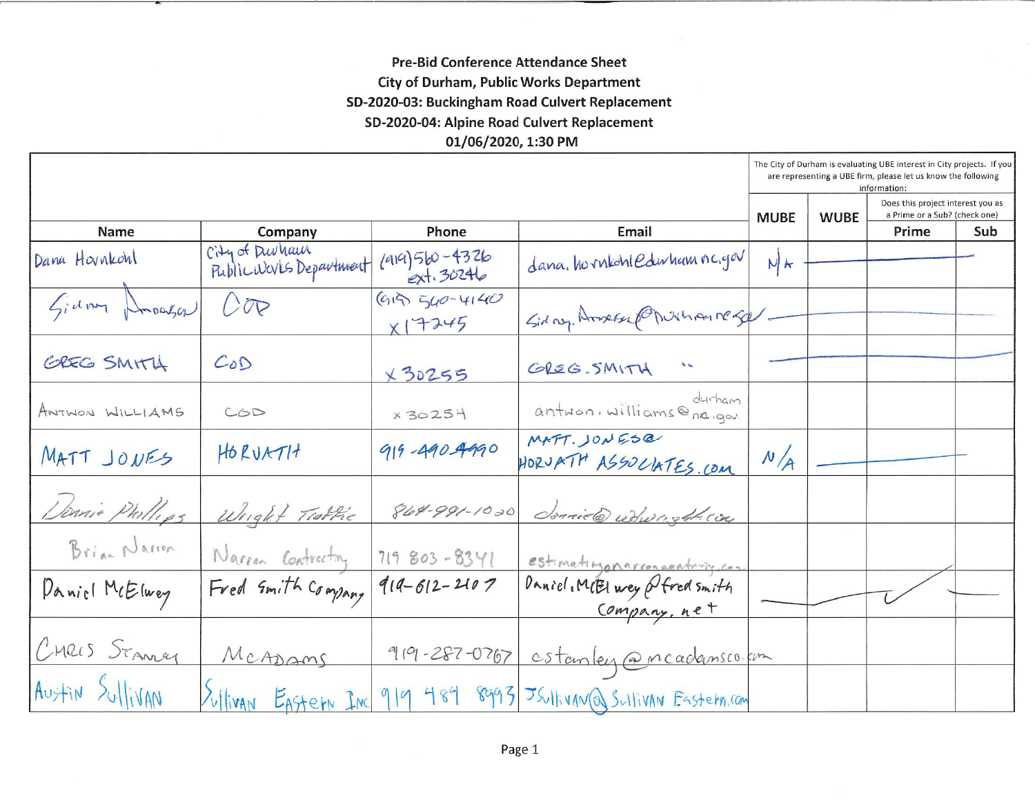**Pre-Bid Conference Attendance Sheet**
**City of Durham, Public Works Department**
**SD-2020-03: Buckingham Road Culvert Replacement**
**SD-2020-04: Alpine Road Culvert Replacement**
**01/06/2020, 1:30 PM**

| | | | | The City of Durham is evaluating UBE interest in City projects. If you are representing a UBE firm, please let us know the following information: | | | |
|---|---|---|---|---|---|---|---|
| | | | | MUBE | WUBE | Does this project interest you as a Prime or a Sub? (check one) | |
| Name | Company | Phone | Email | | | Prime | Sub |
| Dana Hornkohl | City of Durham Public Works Department | (919) 560-4326 ext. 30246 | dana.hornkohl@durhamnc.gov | N/A | | | |
| Sidney Amason | COD | (919) 560-4140 x17245 | Sidney.Amason@durhamnc.gov | | | | |
| GREG SMITH | COD | x 30255 | GREG.SMITH " | | | | |
| ANTWON WILLIAMS | COD | x 30254 | antwon.williams@durhamnc.gov | | | | |
| MATT JONES | HORVATH | 919-490-4990 | MATT.JONES@HORVATHASSOCIATES.COM | N/A | | | |
| Donnie Phillips | Wright Traffic | 864-991-1020 | donnie@wdwright.com | | | | |
| Brian Narron | Narron Contracting | 919 803-8341 | estimating@narroncontracting.com | | | | |
| Daniel McElwey | Fred Smith Company | 919-612-2107 | Daniel.McElwey@fredsmithcompany.net | | | ✓ | |
| CHRIS STANLEY | McADAMS | 919-287-0767 | cstanley@mcadamsco.com | | | | |
| Austin Sullivan | Sullivan Eastern Inc | 919 484 8993 | JSullivan@SullivanEastern.com | | | | |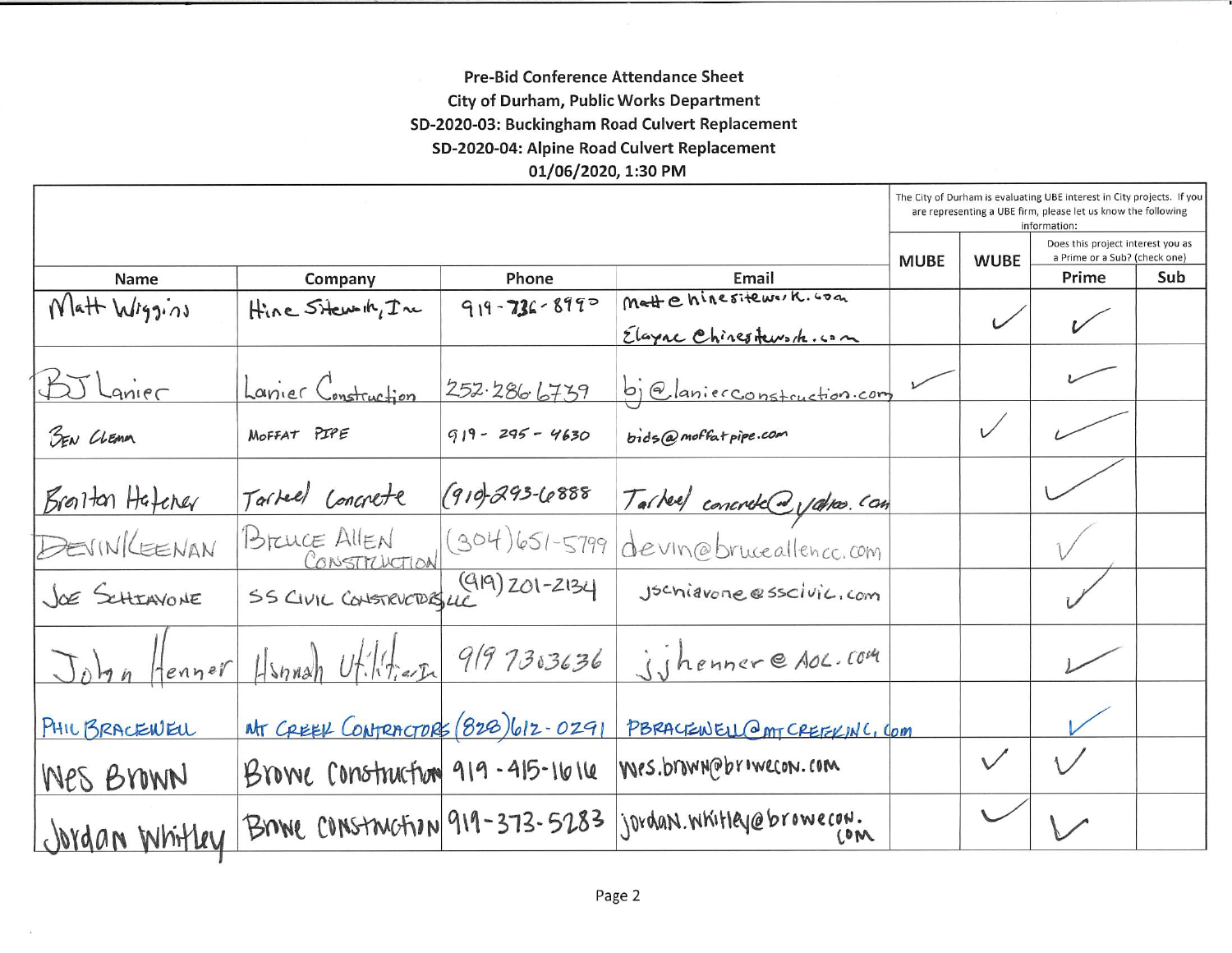**Pre-Bid Conference Attendance Sheet**
**City of Durham, Public Works Department**
**SD-2020-03: Buckingham Road Culvert Replacement**
**SD-2020-04: Alpine Road Culvert Replacement**
**01/06/2020, 1:30 PM**

| | | | | The City of Durham is evaluating UBE interest in City projects. If you are representing a UBE firm, please let us know the following information: | | | |
|---|---|---|---|---|---|---|---|
| | | | | MUBE | WUBE | Does this project interest you as a Prime or a Sub? (check one) | |
| Name | Company | Phone | Email | | | Prime | Sub |
| Matt Wiggins | Hine Sitework, Inc | 919-736-8990 | matt@hinesitework.com Elayne@hinesitework.com | | ✓ | ✓ | |
| BJ Lanier | Lanier Construction | 252-286-6739 | bj@lanierconstruction.com | ✓ | | ✓ | |
| Ben Clemm | Moffat Pipe | 919-295-4630 | bids@moffatpipe.com | | ✓ | ✓ | |
| Braiton Hefener | Tarheel Concrete | (910)-293-6888 | Tarheel concrete@yahoo.com | | | ✓ | |
| Devin Keenan | Bruce Allen Construction | (304)651-5799 | devin@bruceallencc.com | | | ✓ | |
| Joe Schiavone | SS Civil Constructors LLC | (919) 201-2134 | jschiavone@sscivic.com | | | ✓ | |
| John Henner | Hannah Utilities Inc | 919 7303636 | jjhenner@AOL.com | | | ✓ | |
| Phil Bracewell | Mt Creek Contractors | (828)612-0291 | PBRACEWELL@MTCREEKINC.com | | | ✓ | |
| Wes Brown | Browe Construction | 919-415-1616 | wes.brown@browecon.com | | ✓ | ✓ | |
| Jordan Whitley | Browe Construction | 919-373-5283 | jordan.whitley@browecon.com | | ✓ | ✓ | |